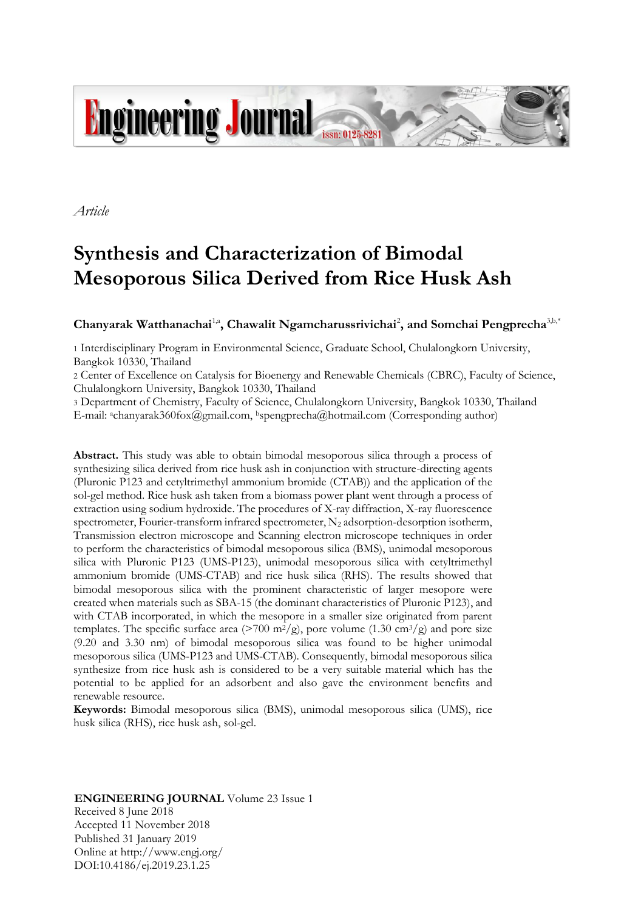*Article*

# Synthesis and Characterization of Bimodal Mesoporous Silica Derived from Rice Husk Ash

**Chanyarak Watthanachai**[1,a]**, Chawalit Ngamcharussrivichai**[2]**, and Somchai Pengprecha**[3,b,*]

1 Interdisciplinary Program in Environmental Science, Graduate School, Chulalongkorn University, Bangkok 10330, Thailand

2 Center of Excellence on Catalysis for Bioenergy and Renewable Chemicals (CBRC), Faculty of Science, Chulalongkorn University, Bangkok 10330, Thailand

3 Department of Chemistry, Faculty of Science, Chulalongkorn University, Bangkok 10330, Thailand

E-mail: [a]chanyarak360fox@gmail.com, [b]spengprecha@hotmail.com (Corresponding author)

**Abstract.** This study was able to obtain bimodal mesoporous silica through a process of synthesizing silica derived from rice husk ash in conjunction with structure-directing agents (Pluronic P123 and cetyltrimethyl ammonium bromide (CTAB)) and the application of the sol-gel method. Rice husk ash taken from a biomass power plant went through a process of extraction using sodium hydroxide. The procedures of X-ray diffraction, X-ray fluorescence spectrometer, Fourier-transform infrared spectrometer, $N_2$ adsorption-desorption isotherm, Transmission electron microscope and Scanning electron microscope techniques in order to perform the characteristics of bimodal mesoporous silica (BMS), unimodal mesoporous silica with Pluronic P123 (UMS-P123), unimodal mesoporous silica with cetyltrimethyl ammonium bromide (UMS-CTAB) and rice husk silica (RHS). The results showed that bimodal mesoporous silica with the prominent characteristic of larger mesopore were created when materials such as SBA-15 (the dominant characteristics of Pluronic P123), and with CTAB incorporated, in which the mesopore in a smaller size originated from parent templates. The specific surface area (>700 $m^2/g$), pore volume (1.30 $cm^3/g$) and pore size (9.20 and 3.30 nm) of bimodal mesoporous silica was found to be higher unimodal mesoporous silica (UMS-P123 and UMS-CTAB). Consequently, bimodal mesoporous silica synthesize from rice husk ash is considered to be a very suitable material which has the potential to be applied for an adsorbent and also gave the environment benefits and renewable resource.

**Keywords:** Bimodal mesoporous silica (BMS), unimodal mesoporous silica (UMS), rice husk silica (RHS), rice husk ash, sol-gel.

**ENGINEERING JOURNAL** Volume 23 Issue 1
Received 8 June 2018
Accepted 11 November 2018
Published 31 January 2019
Online at http://www.engj.org/
DOI:10.4186/ej.2019.23.1.25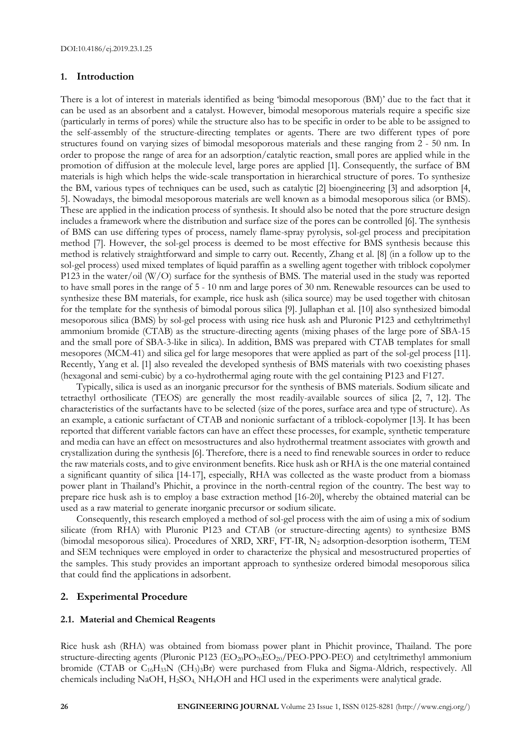## 1. Introduction

There is a lot of interest in materials identified as being 'bimodal mesoporous (BM)' due to the fact that it can be used as an absorbent and a catalyst. However, bimodal mesoporous materials require a specific size (particularly in terms of pores) while the structure also has to be specific in order to be able to be assigned to the self-assembly of the structure-directing templates or agents. There are two different types of pore structures found on varying sizes of bimodal mesoporous materials and these ranging from 2 - 50 nm. In order to propose the range of area for an adsorption/catalytic reaction, small pores are applied while in the promotion of diffusion at the molecule level, large pores are applied [1]. Consequently, the surface of BM materials is high which helps the wide-scale transportation in hierarchical structure of pores. To synthesize the BM, various types of techniques can be used, such as catalytic [2] bioengineering [3] and adsorption [4, 5]. Nowadays, the bimodal mesoporous materials are well known as a bimodal mesoporous silica (or BMS). These are applied in the indication process of synthesis. It should also be noted that the pore structure design includes a framework where the distribution and surface size of the pores can be controlled [6]. The synthesis of BMS can use differing types of process, namely flame-spray pyrolysis, sol-gel process and precipitation method [7]. However, the sol-gel process is deemed to be most effective for BMS synthesis because this method is relatively straightforward and simple to carry out. Recently, Zhang et al. [8] (in a follow up to the sol-gel process) used mixed templates of liquid paraffin as a swelling agent together with triblock copolymer P123 in the water/oil (W/O) surface for the synthesis of BMS. The material used in the study was reported to have small pores in the range of 5 - 10 nm and large pores of 30 nm. Renewable resources can be used to synthesize these BM materials, for example, rice husk ash (silica source) may be used together with chitosan for the template for the synthesis of bimodal porous silica [9]. Jullaphan et al. [10] also synthesized bimodal mesoporous silica (BMS) by sol-gel process with using rice husk ash and Pluronic P123 and cethyltrimethyl ammonium bromide (CTAB) as the structure-directing agents (mixing phases of the large pore of SBA-15 and the small pore of SBA-3-like in silica). In addition, BMS was prepared with CTAB templates for small mesopores (MCM-41) and silica gel for large mesopores that were applied as part of the sol-gel process [11]. Recently, Yang et al. [1] also revealed the developed synthesis of BMS materials with two coexisting phases (hexagonal and semi-cubic) by a co-hydrothermal aging route with the gel containing P123 and F127.

Typically, silica is used as an inorganic precursor for the synthesis of BMS materials. Sodium silicate and tetraethyl orthosilicate (TEOS) are generally the most readily-available sources of silica [2, 7, 12]. The characteristics of the surfactants have to be selected (size of the pores, surface area and type of structure). As an example, a cationic surfactant of CTAB and nonionic surfactant of a triblock-copolymer [13]. It has been reported that different variable factors can have an effect these processes, for example, synthetic temperature and media can have an effect on mesostructures and also hydrothermal treatment associates with growth and crystallization during the synthesis [6]. Therefore, there is a need to find renewable sources in order to reduce the raw materials costs, and to give environment benefits. Rice husk ash or RHA is the one material contained a significant quantity of silica [14-17], especially, RHA was collected as the waste product from a biomass power plant in Thailand's Phichit, a province in the north-central region of the country. The best way to prepare rice husk ash is to employ a base extraction method [16-20], whereby the obtained material can be used as a raw material to generate inorganic precursor or sodium silicate.

Consequently, this research employed a method of sol-gel process with the aim of using a mix of sodium silicate (from RHA) with Pluronic P123 and CTAB (or structure-directing agents) to synthesize BMS (bimodal mesoporous silica). Procedures of XRD, XRF, FT-IR, $N_2$ adsorption-desorption isotherm, TEM and SEM techniques were employed in order to characterize the physical and mesostructured properties of the samples. This study provides an important approach to synthesize ordered bimodal mesoporous silica that could find the applications in adsorbent.

## 2. Experimental Procedure

### 2.1. Material and Chemical Reagents

Rice husk ash (RHA) was obtained from biomass power plant in Phichit province, Thailand. The pore structure-directing agents (Pluronic P123 ($EO_{20}PO_{70}EO_{20}$/PEO-PPO-PEO) and cetyltrimethyl ammonium bromide (CTAB or $C_{16}H_{33}N(CH_3)_3Br$) were purchased from Fluka and Sigma-Aldrich, respectively. All chemicals including NaOH, $H_2SO_4$, $NH_4OH$ and HCl used in the experiments were analytical grade.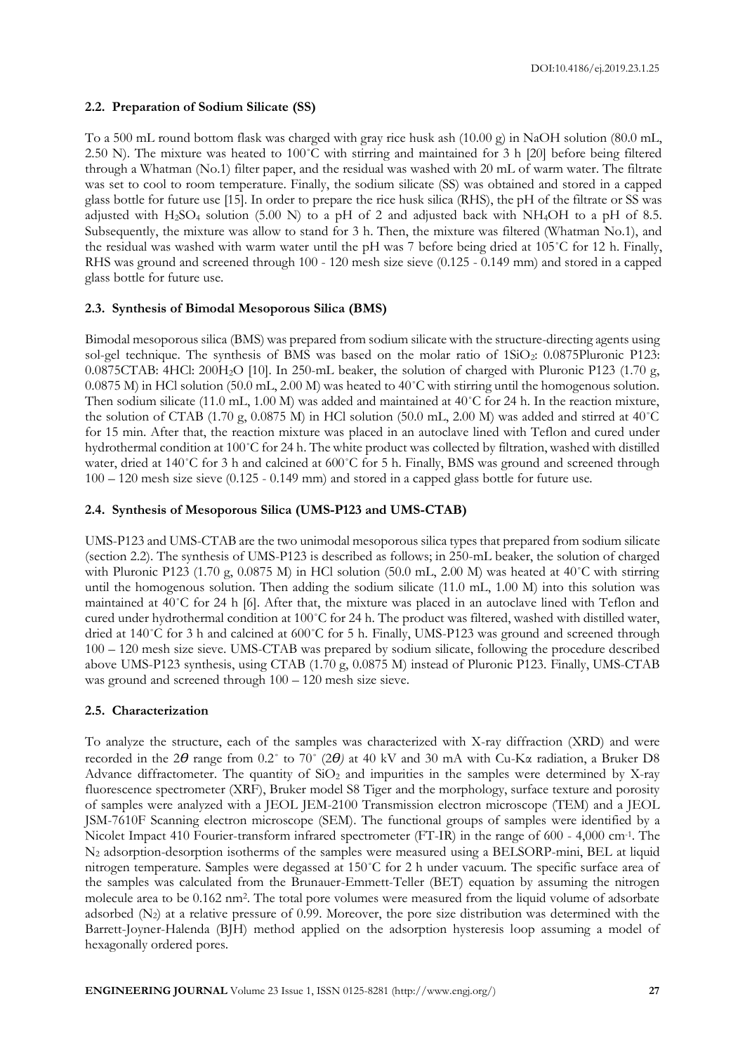### 2.2. Preparation of Sodium Silicate (SS)

To a 500 mL round bottom flask was charged with gray rice husk ash (10.00 g) in NaOH solution (80.0 mL, 2.50 N). The mixture was heated to 100˚C with stirring and maintained for 3 h [20] before being filtered through a Whatman (No.1) filter paper, and the residual was washed with 20 mL of warm water. The filtrate was set to cool to room temperature. Finally, the sodium silicate (SS) was obtained and stored in a capped glass bottle for future use [15]. In order to prepare the rice husk silica (RHS), the pH of the filtrate or SS was adjusted with $H_2SO_4$ solution (5.00 N) to a pH of 2 and adjusted back with $NH_4OH$ to a pH of 8.5. Subsequently, the mixture was allow to stand for 3 h. Then, the mixture was filtered (Whatman No.1), and the residual was washed with warm water until the pH was 7 before being dried at 105˚C for 12 h. Finally, RHS was ground and screened through 100 - 120 mesh size sieve (0.125 - 0.149 mm) and stored in a capped glass bottle for future use.

### 2.3. Synthesis of Bimodal Mesoporous Silica (BMS)

Bimodal mesoporous silica (BMS) was prepared from sodium silicate with the structure-directing agents using sol-gel technique. The synthesis of BMS was based on the molar ratio of 1$SiO_2$: 0.0875Pluronic P123: 0.0875CTAB: 4HCl: 200$H_2O$ [10]. In 250-mL beaker, the solution of charged with Pluronic P123 (1.70 g, 0.0875 M) in HCl solution (50.0 mL, 2.00 M) was heated to 40˚C with stirring until the homogenous solution. Then sodium silicate (11.0 mL, 1.00 M) was added and maintained at 40˚C for 24 h. In the reaction mixture, the solution of CTAB (1.70 g, 0.0875 M) in HCl solution (50.0 mL, 2.00 M) was added and stirred at 40˚C for 15 min. After that, the reaction mixture was placed in an autoclave lined with Teflon and cured under hydrothermal condition at 100˚C for 24 h. The white product was collected by filtration, washed with distilled water, dried at 140˚C for 3 h and calcined at 600˚C for 5 h. Finally, BMS was ground and screened through 100 – 120 mesh size sieve (0.125 - 0.149 mm) and stored in a capped glass bottle for future use.

### 2.4. Synthesis of Mesoporous Silica (UMS-P123 and UMS-CTAB)

UMS-P123 and UMS-CTAB are the two unimodal mesoporous silica types that prepared from sodium silicate (section 2.2). The synthesis of UMS-P123 is described as follows; in 250-mL beaker, the solution of charged with Pluronic P123 (1.70 g, 0.0875 M) in HCl solution (50.0 mL, 2.00 M) was heated at 40˚C with stirring until the homogenous solution. Then adding the sodium silicate (11.0 mL, 1.00 M) into this solution was maintained at 40˚C for 24 h [6]. After that, the mixture was placed in an autoclave lined with Teflon and cured under hydrothermal condition at 100˚C for 24 h. The product was filtered, washed with distilled water, dried at 140˚C for 3 h and calcined at 600˚C for 5 h. Finally, UMS-P123 was ground and screened through 100 – 120 mesh size sieve. UMS-CTAB was prepared by sodium silicate, following the procedure described above UMS-P123 synthesis, using CTAB (1.70 g, 0.0875 M) instead of Pluronic P123. Finally, UMS-CTAB was ground and screened through 100 – 120 mesh size sieve.

### 2.5. Characterization

To analyze the structure, each of the samples was characterized with X-ray diffraction (XRD) and were recorded in the $2\theta$ range from 0.2˚ to 70˚ ($2\theta$) at 40 kV and 30 mA with Cu-Kα radiation, a Bruker D8 Advance diffractometer. The quantity of $SiO_2$ and impurities in the samples were determined by X-ray fluorescence spectrometer (XRF), Bruker model S8 Tiger and the morphology, surface texture and porosity of samples were analyzed with a JEOL JEM-2100 Transmission electron microscope (TEM) and a JEOL JSM-7610F Scanning electron microscope (SEM). The functional groups of samples were identified by a Nicolet Impact 410 Fourier-transform infrared spectrometer (FT-IR) in the range of 600 - 4,000 $cm^{-1}$. The $N_2$ adsorption-desorption isotherms of the samples were measured using a BELSORP-mini, BEL at liquid nitrogen temperature. Samples were degassed at 150˚C for 2 h under vacuum. The specific surface area of the samples was calculated from the Brunauer-Emmett-Teller (BET) equation by assuming the nitrogen molecule area to be 0.162 $nm^2$. The total pore volumes were measured from the liquid volume of adsorbate adsorbed ($N_2$) at a relative pressure of 0.99. Moreover, the pore size distribution was determined with the Barrett-Joyner-Halenda (BJH) method applied on the adsorption hysteresis loop assuming a model of hexagonally ordered pores.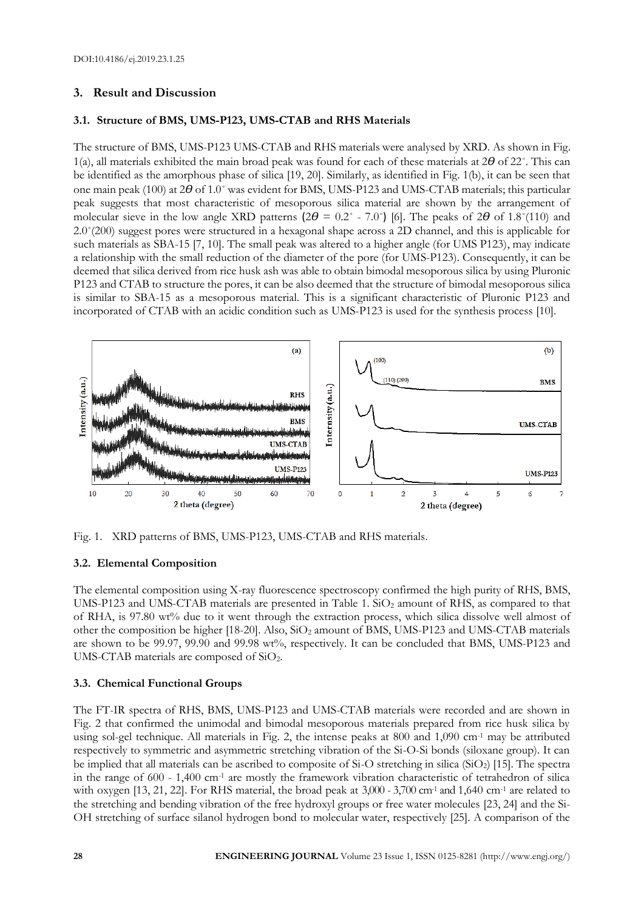## 3. Result and Discussion

### 3.1. Structure of BMS, UMS-P123, UMS-CTAB and RHS Materials

The structure of BMS, UMS-P123 UMS-CTAB and RHS materials were analysed by XRD. As shown in Fig. 1(a), all materials exhibited the main broad peak was found for each of these materials at $2\theta$ of 22˚. This can be identified as the amorphous phase of silica [19, 20]. Similarly, as identified in Fig. 1(b), it can be seen that one main peak (100) at $2\theta$ of 1.0˚ was evident for BMS, UMS-P123 and UMS-CTAB materials; this particular peak suggests that most characteristic of mesoporous silica material are shown by the arrangement of molecular sieve in the low angle XRD patterns ($2\theta$ = 0.2˚ - 7.0˚) [6]. The peaks of $2\theta$ of 1.8˚(110) and 2.0˚(200) suggest pores were structured in a hexagonal shape across a 2D channel, and this is applicable for such materials as SBA-15 [7, 10]. The small peak was altered to a higher angle (for UMS P123), may indicate a relationship with the small reduction of the diameter of the pore (for UMS-P123). Consequently, it can be deemed that silica derived from rice husk ash was able to obtain bimodal mesoporous silica by using Pluronic P123 and CTAB to structure the pores, it can be also deemed that the structure of bimodal mesoporous silica is similar to SBA-15 as a mesoporous material. This is a significant characteristic of Pluronic P123 and incorporated of CTAB with an acidic condition such as UMS-P123 is used for the synthesis process [10].

Fig. 1. XRD patterns of BMS, UMS-P123, UMS-CTAB and RHS materials.

### 3.2. Elemental Composition

The elemental composition using X-ray fluorescence spectroscopy confirmed the high purity of RHS, BMS, UMS-P123 and UMS-CTAB materials are presented in Table 1. $SiO_2$ amount of RHS, as compared to that of RHA, is 97.80 wt% due to it went through the extraction process, which silica dissolve well almost of other the composition be higher [18-20]. Also, $SiO_2$ amount of BMS, UMS-P123 and UMS-CTAB materials are shown to be 99.97, 99.90 and 99.98 wt%, respectively. It can be concluded that BMS, UMS-P123 and UMS-CTAB materials are composed of $SiO_2$.

### 3.3. Chemical Functional Groups

The FT-IR spectra of RHS, BMS, UMS-P123 and UMS-CTAB materials were recorded and are shown in Fig. 2 that confirmed the unimodal and bimodal mesoporous materials prepared from rice husk silica by using sol-gel technique. All materials in Fig. 2, the intense peaks at 800 and 1,090 cm$^{-1}$ may be attributed respectively to symmetric and asymmetric stretching vibration of the Si-O-Si bonds (siloxane group). It can be implied that all materials can be ascribed to composite of Si-O stretching in silica ($SiO_2$) [15]. The spectra in the range of 600 - 1,400 cm$^{-1}$ are mostly the framework vibration characteristic of tetrahedron of silica with oxygen [13, 21, 22]. For RHS material, the broad peak at 3,000 - 3,700 cm$^{-1}$ and 1,640 cm$^{-1}$ are related to the stretching and bending vibration of the free hydroxyl groups or free water molecules [23, 24] and the Si-OH stretching of surface silanol hydrogen bond to molecular water, respectively [25]. A comparison of the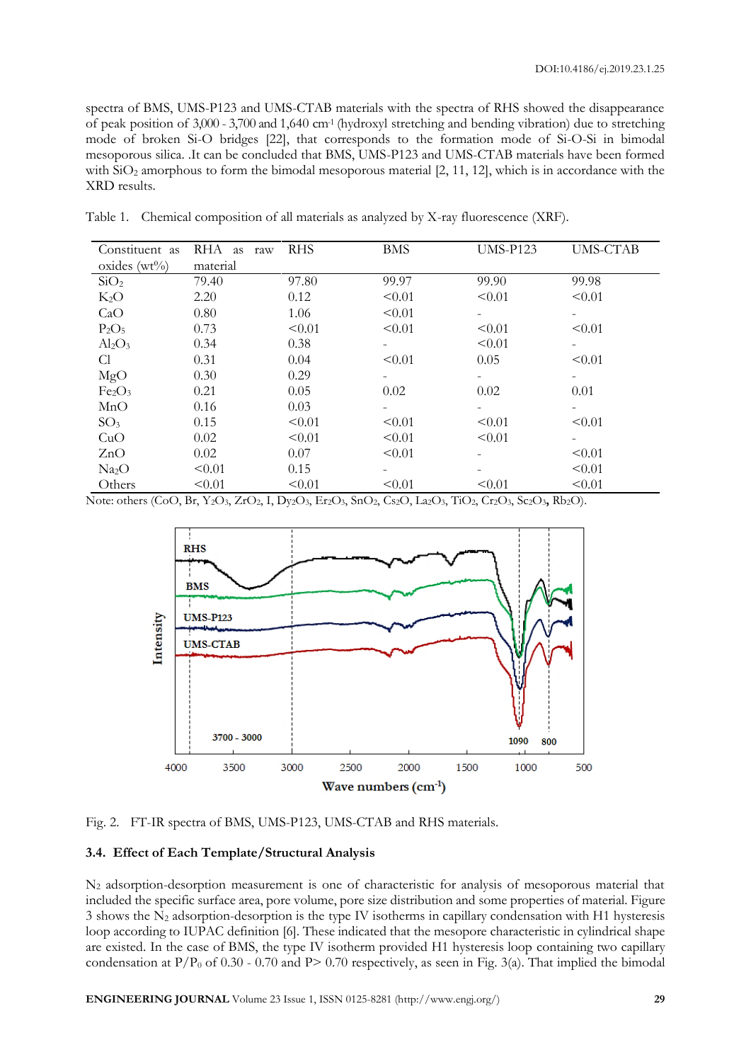spectra of BMS, UMS-P123 and UMS-CTAB materials with the spectra of RHS showed the disappearance of peak position of 3,000 - 3,700 and 1,640 $cm^{-1}$ (hydroxyl stretching and bending vibration) due to stretching mode of broken Si-O bridges [22], that corresponds to the formation mode of Si-O-Si in bimodal mesoporous silica. .It can be concluded that BMS, UMS-P123 and UMS-CTAB materials have been formed with $SiO_2$ amorphous to form the bimodal mesoporous material [2, 11, 12], which is in accordance with the XRD results.

Table 1. Chemical composition of all materials as analyzed by X-ray fluorescence (XRF).

| Constituent as oxides (wt%) | RHA as raw material | RHS | BMS | UMS-P123 | UMS-CTAB |
|---|---|---|---|---|---|
| $SiO_2$ | 79.40 | 97.80 | 99.97 | 99.90 | 99.98 |
| $K_2O$ | 2.20 | 0.12 | <0.01 | <0.01 | <0.01 |
| CaO | 0.80 | 1.06 | <0.01 | - | - |
| $P_2O_5$ | 0.73 | <0.01 | <0.01 | <0.01 | <0.01 |
| $Al_2O_3$ | 0.34 | 0.38 | - | <0.01 | - |
| Cl | 0.31 | 0.04 | <0.01 | 0.05 | <0.01 |
| MgO | 0.30 | 0.29 | - | - | - |
| $Fe_2O_3$ | 0.21 | 0.05 | 0.02 | 0.02 | 0.01 |
| MnO | 0.16 | 0.03 | - | - | - |
| $SO_3$ | 0.15 | <0.01 | <0.01 | <0.01 | <0.01 |
| CuO | 0.02 | <0.01 | <0.01 | <0.01 | - |
| ZnO | 0.02 | 0.07 | <0.01 | - | <0.01 |
| $Na_2O$ | <0.01 | 0.15 | - | - | <0.01 |
| Others | <0.01 | <0.01 | <0.01 | <0.01 | <0.01 |

Note: others (CoO, Br, $Y_2O_3$, $ZrO_2$, I, $Dy_2O_3$, $Er_2O_3$, $SnO_2$, $Cs_2O$, $La_2O_3$, $TiO_2$, $Cr_2O_3$, $Sc_2O_3$, $Rb_2O$).

Fig. 2. FT-IR spectra of BMS, UMS-P123, UMS-CTAB and RHS materials.

### 3.4. Effect of Each Template/Structural Analysis

$N_2$ adsorption-desorption measurement is one of characteristic for analysis of mesoporous material that included the specific surface area, pore volume, pore size distribution and some properties of material. Figure 3 shows the $N_2$ adsorption-desorption is the type IV isotherms in capillary condensation with H1 hysteresis loop according to IUPAC definition [6]. These indicated that the mesopore characteristic in cylindrical shape are existed. In the case of BMS, the type IV isotherm provided H1 hysteresis loop containing two capillary condensation at $P/P_0$ of 0.30 - 0.70 and P> 0.70 respectively, as seen in Fig. 3(a). That implied the bimodal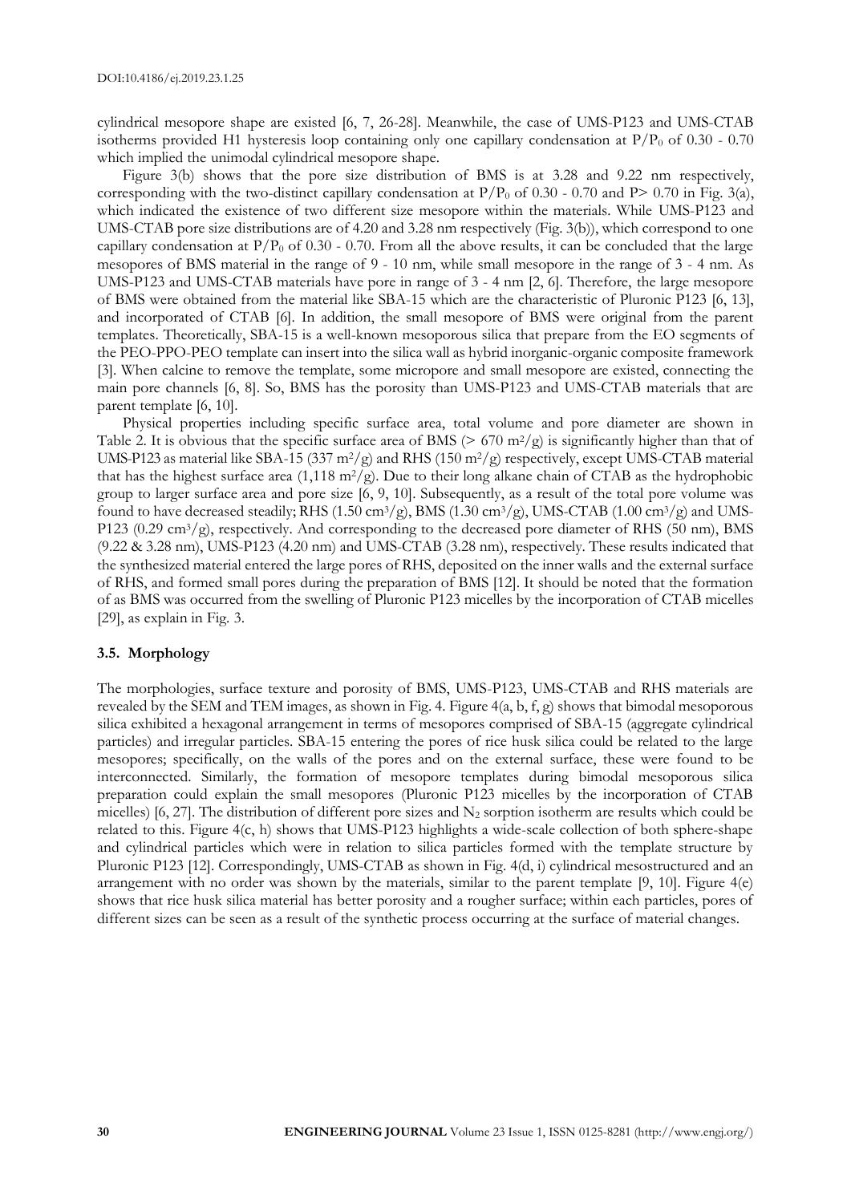cylindrical mesopore shape are existed [6, 7, 26-28]. Meanwhile, the case of UMS-P123 and UMS-CTAB isotherms provided H1 hysteresis loop containing only one capillary condensation at $P/P_0$ of 0.30 - 0.70 which implied the unimodal cylindrical mesopore shape.

Figure 3(b) shows that the pore size distribution of BMS is at 3.28 and 9.22 nm respectively, corresponding with the two-distinct capillary condensation at $P/P_0$ of 0.30 - 0.70 and P> 0.70 in Fig. 3(a), which indicated the existence of two different size mesopore within the materials. While UMS-P123 and UMS-CTAB pore size distributions are of 4.20 and 3.28 nm respectively (Fig. 3(b)), which correspond to one capillary condensation at $P/P_0$ of 0.30 - 0.70. From all the above results, it can be concluded that the large mesopores of BMS material in the range of 9 - 10 nm, while small mesopore in the range of 3 - 4 nm. As UMS-P123 and UMS-CTAB materials have pore in range of 3 - 4 nm [2, 6]. Therefore, the large mesopore of BMS were obtained from the material like SBA-15 which are the characteristic of Pluronic P123 [6, 13], and incorporated of CTAB [6]. In addition, the small mesopore of BMS were original from the parent templates. Theoretically, SBA-15 is a well-known mesoporous silica that prepare from the EO segments of the PEO-PPO-PEO template can insert into the silica wall as hybrid inorganic-organic composite framework [3]. When calcine to remove the template, some micropore and small mesopore are existed, connecting the main pore channels [6, 8]. So, BMS has the porosity than UMS-P123 and UMS-CTAB materials that are parent template [6, 10].

Physical properties including specific surface area, total volume and pore diameter are shown in Table 2. It is obvious that the specific surface area of BMS (> 670 $m^2/g$) is significantly higher than that of UMS-P123 as material like SBA-15 (337 $m^2/g$) and RHS (150 $m^2/g$) respectively, except UMS-CTAB material that has the highest surface area (1,118 $m^2/g$). Due to their long alkane chain of CTAB as the hydrophobic group to larger surface area and pore size [6, 9, 10]. Subsequently, as a result of the total pore volume was found to have decreased steadily; RHS (1.50 $cm^3/g$), BMS (1.30 $cm^3/g$), UMS-CTAB (1.00 $cm^3/g$) and UMS-P123 (0.29 $cm^3/g$), respectively. And corresponding to the decreased pore diameter of RHS (50 nm), BMS (9.22 & 3.28 nm), UMS-P123 (4.20 nm) and UMS-CTAB (3.28 nm), respectively. These results indicated that the synthesized material entered the large pores of RHS, deposited on the inner walls and the external surface of RHS, and formed small pores during the preparation of BMS [12]. It should be noted that the formation of as BMS was occurred from the swelling of Pluronic P123 micelles by the incorporation of CTAB micelles [29], as explain in Fig. 3.

### 3.5. Morphology

The morphologies, surface texture and porosity of BMS, UMS-P123, UMS-CTAB and RHS materials are revealed by the SEM and TEM images, as shown in Fig. 4. Figure 4(a, b, f, g) shows that bimodal mesoporous silica exhibited a hexagonal arrangement in terms of mesopores comprised of SBA-15 (aggregate cylindrical particles) and irregular particles. SBA-15 entering the pores of rice husk silica could be related to the large mesopores; specifically, on the walls of the pores and on the external surface, these were found to be interconnected. Similarly, the formation of mesopore templates during bimodal mesoporous silica preparation could explain the small mesopores (Pluronic P123 micelles by the incorporation of CTAB micelles) [6, 27]. The distribution of different pore sizes and $N_2$ sorption isotherm are results which could be related to this. Figure 4(c, h) shows that UMS-P123 highlights a wide-scale collection of both sphere-shape and cylindrical particles which were in relation to silica particles formed with the template structure by Pluronic P123 [12]. Correspondingly, UMS-CTAB as shown in Fig. 4(d, i) cylindrical mesostructured and an arrangement with no order was shown by the materials, similar to the parent template [9, 10]. Figure 4(e) shows that rice husk silica material has better porosity and a rougher surface; within each particles, pores of different sizes can be seen as a result of the synthetic process occurring at the surface of material changes.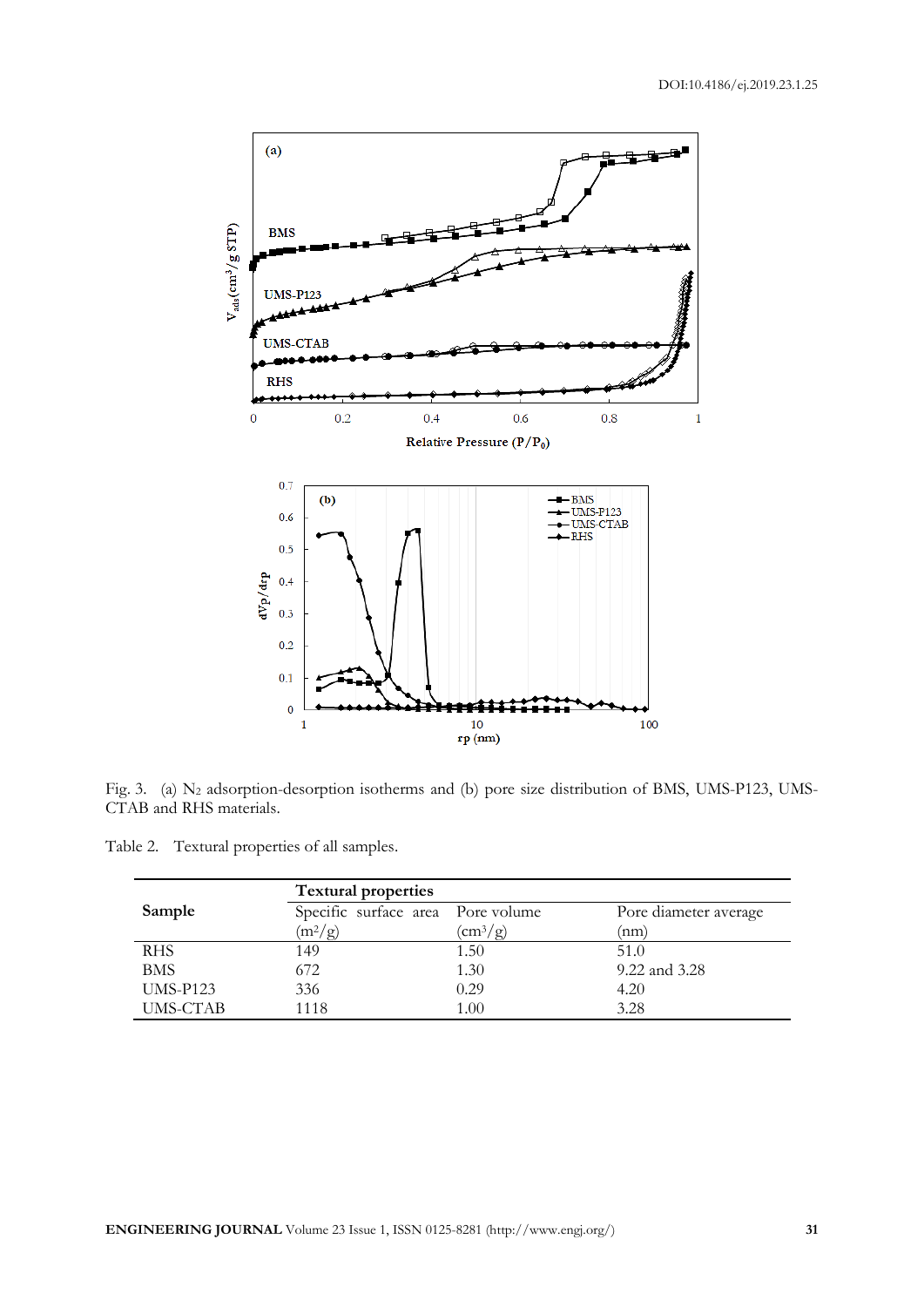Fig. 3. (a) $N_2$ adsorption-desorption isotherms and (b) pore size distribution of BMS, UMS-P123, UMS-CTAB and RHS materials.

Table 2. Textural properties of all samples.

| Sample | Textural properties | | |
|---|---|---|---|
| | Specific surface area ($m^2/g$) | Pore volume ($cm^3/g$) | Pore diameter average (nm) |
| RHS | 149 | 1.50 | 51.0 |
| BMS | 672 | 1.30 | 9.22 and 3.28 |
| UMS-P123 | 336 | 0.29 | 4.20 |
| UMS-CTAB | 1118 | 1.00 | 3.28 |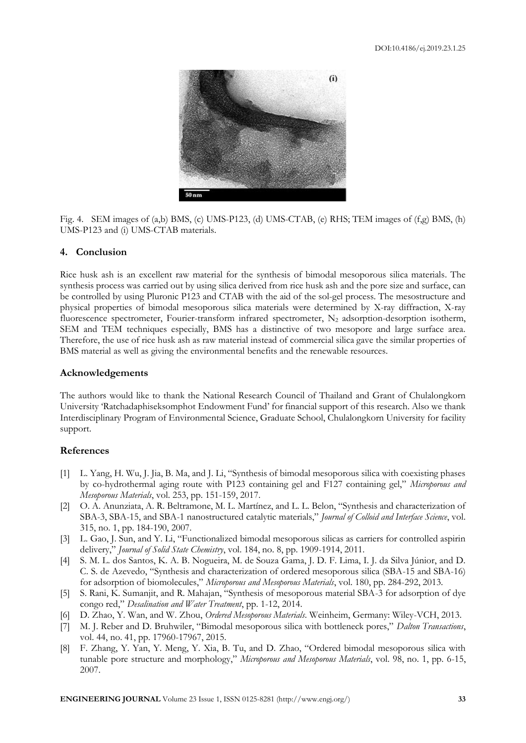Fig. 4. SEM images of (a,b) BMS, (c) UMS-P123, (d) UMS-CTAB, (e) RHS; TEM images of (f,g) BMS, (h) UMS-P123 and (i) UMS-CTAB materials.

## 4. Conclusion

Rice husk ash is an excellent raw material for the synthesis of bimodal mesoporous silica materials. The synthesis process was carried out by using silica derived from rice husk ash and the pore size and surface, can be controlled by using Pluronic P123 and CTAB with the aid of the sol-gel process. The mesostructure and physical properties of bimodal mesoporous silica materials were determined by X-ray diffraction, X-ray fluorescence spectrometer, Fourier-transform infrared spectrometer, $N_2$ adsorption-desorption isotherm, SEM and TEM techniques especially, BMS has a distinctive of two mesopore and large surface area. Therefore, the use of rice husk ash as raw material instead of commercial silica gave the similar properties of BMS material as well as giving the environmental benefits and the renewable resources.

## Acknowledgements

The authors would like to thank the National Research Council of Thailand and Grant of Chulalongkorn University 'Ratchadaphiseksomphot Endowment Fund' for financial support of this research. Also we thank Interdisciplinary Program of Environmental Science, Graduate School, Chulalongkorn University for facility support.

## References

[1] L. Yang, H. Wu, J. Jia, B. Ma, and J. Li, "Synthesis of bimodal mesoporous silica with coexisting phases by co-hydrothermal aging route with P123 containing gel and F127 containing gel," *Microporous and Mesoporous Materials*, vol. 253, pp. 151-159, 2017.

[2] O. A. Anunziata, A. R. Beltramone, M. L. Martínez, and L. L. Belon, "Synthesis and characterization of SBA-3, SBA-15, and SBA-1 nanostructured catalytic materials," *Journal of Colloid and Interface Science*, vol. 315, no. 1, pp. 184-190, 2007.

[3] L. Gao, J. Sun, and Y. Li, "Functionalized bimodal mesoporous silicas as carriers for controlled aspirin delivery," *Journal of Solid State Chemistry*, vol. 184, no. 8, pp. 1909-1914, 2011.

[4] S. M. L. dos Santos, K. A. B. Nogueira, M. de Souza Gama, J. D. F. Lima, I. J. da Silva Júnior, and D. C. S. de Azevedo, "Synthesis and characterization of ordered mesoporous silica (SBA-15 and SBA-16) for adsorption of biomolecules," *Microporous and Mesoporous Materials*, vol. 180, pp. 284-292, 2013.

[5] S. Rani, K. Sumanjit, and R. Mahajan, "Synthesis of mesoporous material SBA-3 for adsorption of dye congo red," *Desalination and Water Treatment*, pp. 1-12, 2014.

[6] D. Zhao, Y. Wan, and W. Zhou, *Ordered Mesoporous Materials*. Weinheim, Germany: Wiley-VCH, 2013.

[7] M. J. Reber and D. Bruhwiler, "Bimodal mesoporous silica with bottleneck pores," *Dalton Transactions*, vol. 44, no. 41, pp. 17960-17967, 2015.

[8] F. Zhang, Y. Yan, Y. Meng, Y. Xia, B. Tu, and D. Zhao, "Ordered bimodal mesoporous silica with tunable pore structure and morphology," *Microporous and Mesoporous Materials*, vol. 98, no. 1, pp. 6-15, 2007.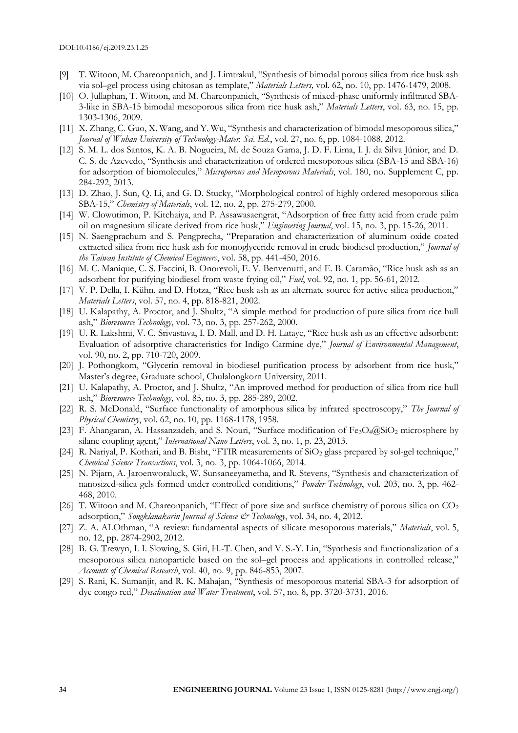[9] T. Witoon, M. Chareonpanich, and J. Limtrakul, "Synthesis of bimodal porous silica from rice husk ash via sol–gel process using chitosan as template," *Materials Letters,* vol. 62, no. 10, pp. 1476-1479, 2008.

[10] O. Jullaphan, T. Witoon, and M. Chareonpanich, "Synthesis of mixed-phase uniformly infiltrated SBA-3-like in SBA-15 bimodal mesoporous silica from rice husk ash," *Materials Letters*, vol. 63, no. 15, pp. 1303-1306, 2009.

[11] X. Zhang, C. Guo, X. Wang, and Y. Wu, "Synthesis and characterization of bimodal mesoporous silica," *Journal of Wuhan University of Technology-Mater. Sci. Ed.*, vol. 27, no. 6, pp. 1084-1088, 2012.

[12] S. M. L. dos Santos, K. A. B. Nogueira, M. de Souza Gama, J. D. F. Lima, I. J. da Silva Júnior, and D. C. S. de Azevedo, "Synthesis and characterization of ordered mesoporous silica (SBA-15 and SBA-16) for adsorption of biomolecules," *Microporous and Mesoporous Materials*, vol. 180, no. Supplement C, pp. 284-292, 2013.

[13] D. Zhao, J. Sun, Q. Li, and G. D. Stucky, "Morphological control of highly ordered mesoporous silica SBA-15," *Chemistry of Materials*, vol. 12, no. 2, pp. 275-279, 2000.

[14] W. Clowutimon, P. Kitchaiya, and P. Assawasaengrat, "Adsorption of free fatty acid from crude palm oil on magnesium silicate derived from rice husk," *Engineering Journal*, vol. 15, no. 3, pp. 15-26, 2011.

[15] N. Saengprachum and S. Pengprecha, "Preparation and characterization of aluminum oxide coated extracted silica from rice husk ash for monoglyceride removal in crude biodiesel production," *Journal of the Taiwan Institute of Chemical Engineers*, vol. 58, pp. 441-450, 2016.

[16] M. C. Manique, C. S. Faccini, B. Onorevoli, E. V. Benvenutti, and E. B. Caramão, "Rice husk ash as an adsorbent for purifying biodiesel from waste frying oil," *Fuel*, vol. 92, no. 1, pp. 56-61, 2012.

[17] V. P. Della, I. Kühn, and D. Hotza, "Rice husk ash as an alternate source for active silica production," *Materials Letters*, vol. 57, no. 4, pp. 818-821, 2002.

[18] U. Kalapathy, A. Proctor, and J. Shultz, "A simple method for production of pure silica from rice hull ash," *Bioresource Technology*, vol. 73, no. 3, pp. 257-262, 2000.

[19] U. R. Lakshmi, V. C. Srivastava, I. D. Mall, and D. H. Lataye, "Rice husk ash as an effective adsorbent: Evaluation of adsorptive characteristics for Indigo Carmine dye," *Journal of Environmental Management*, vol. 90, no. 2, pp. 710-720, 2009.

[20] J. Pothongkom, "Glycerin removal in biodiesel purification process by adsorbent from rice husk," Master's degree, Graduate school, Chulalongkorn University, 2011.

[21] U. Kalapathy, A. Proctor, and J. Shultz, "An improved method for production of silica from rice hull ash," *Bioresource Technology*, vol. 85, no. 3, pp. 285-289, 2002.

[22] R. S. McDonald, "Surface functionality of amorphous silica by infrared spectroscopy," *The Journal of Physical Chemistry*, vol. 62, no. 10, pp. 1168-1178, 1958.

[23] F. Ahangaran, A. Hassanzadeh, and S. Nouri, "Surface modification of $Fe_3O_4@SiO_2$ microsphere by silane coupling agent," *International Nano Letters*, vol. 3, no. 1, p. 23, 2013.

[24] R. Nariyal, P. Kothari, and B. Bisht, "FTIR measurements of $SiO_2$ glass prepared by sol-gel technique," *Chemical Science Transactions*, vol. 3, no. 3, pp. 1064-1066, 2014.

[25] N. Pijarn, A. Jaroenworaluck, W. Sunsaneeyametha, and R. Stevens, "Synthesis and characterization of nanosized-silica gels formed under controlled conditions," *Powder Technology*, vol. 203, no. 3, pp. 462-468, 2010.

[26] T. Witoon and M. Chareonpanich, "Effect of pore size and surface chemistry of porous silica on $CO_2$ adsorption," *Songklanakarin Journal of Science & Technology*, vol. 34, no. 4, 2012.

[27] Z. A. ALOthman, "A review: fundamental aspects of silicate mesoporous materials," *Materials*, vol. 5, no. 12, pp. 2874-2902, 2012.

[28] B. G. Trewyn, I. I. Slowing, S. Giri, H.-T. Chen, and V. S.-Y. Lin, "Synthesis and functionalization of a mesoporous silica nanoparticle based on the sol–gel process and applications in controlled release," *Accounts of Chemical Research*, vol. 40, no. 9, pp. 846-853, 2007.

[29] S. Rani, K. Sumanjit, and R. K. Mahajan, "Synthesis of mesoporous material SBA-3 for adsorption of dye congo red," *Desalination and Water Treatment*, vol. 57, no. 8, pp. 3720-3731, 2016.